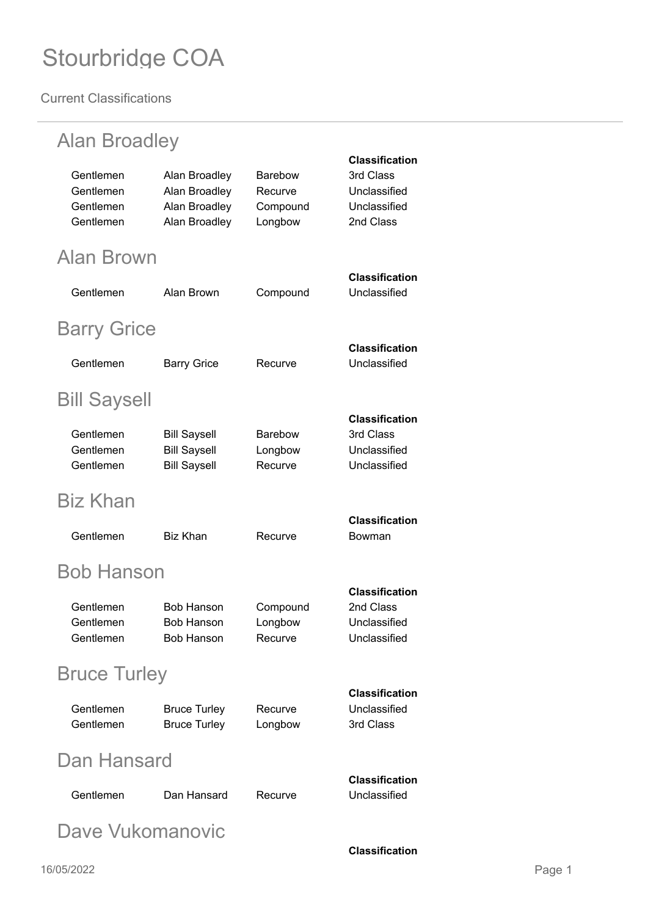# Stourbridge COA

Current Classifications

## Alan Broadley

| | | | Classification |
|---|---|---|---|
| Gentlemen | Alan Broadley | Barebow | 3rd Class |
| Gentlemen | Alan Broadley | Recurve | Unclassified |
| Gentlemen | Alan Broadley | Compound | Unclassified |
| Gentlemen | Alan Broadley | Longbow | 2nd Class |

## Alan Brown

| | | | Classification |
|---|---|---|---|
| Gentlemen | Alan Brown | Compound | Unclassified |

## Barry Grice

| | | | Classification |
|---|---|---|---|
| Gentlemen | Barry Grice | Recurve | Unclassified |

## Bill Saysell

| | | | Classification |
|---|---|---|---|
| Gentlemen | Bill Saysell | Barebow | 3rd Class |
| Gentlemen | Bill Saysell | Longbow | Unclassified |
| Gentlemen | Bill Saysell | Recurve | Unclassified |

## Biz Khan

| | | | Classification |
|---|---|---|---|
| Gentlemen | Biz Khan | Recurve | Bowman |

## Bob Hanson

| | | | Classification |
|---|---|---|---|
| Gentlemen | Bob Hanson | Compound | 2nd Class |
| Gentlemen | Bob Hanson | Longbow | Unclassified |
| Gentlemen | Bob Hanson | Recurve | Unclassified |

## Bruce Turley

| | | | Classification |
|---|---|---|---|
| Gentlemen | Bruce Turley | Recurve | Unclassified |
| Gentlemen | Bruce Turley | Longbow | 3rd Class |

## Dan Hansard

| | | | Classification |
|---|---|---|---|
| Gentlemen | Dan Hansard | Recurve | Unclassified |

## Dave Vukomanovic

| | | | Classification |
|---|---|---|---|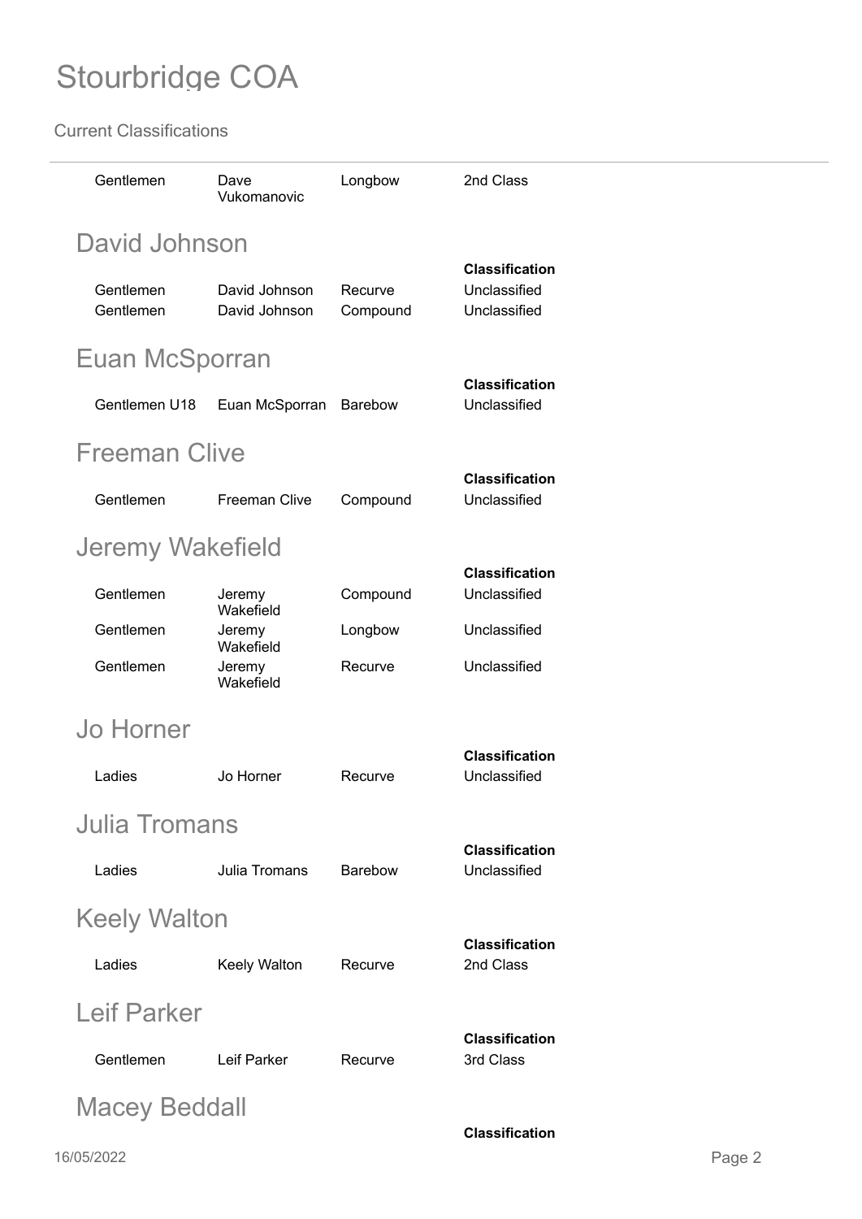# Stourbridge COA

Current Classifications

| | | | |
|---|---|---|---|
| Gentlemen | Dave Vukomanovic | Longbow | 2nd Class |

## David Johnson

| | | | Classification |
|---|---|---|---|
| Gentlemen | David Johnson | Recurve | Unclassified |
| Gentlemen | David Johnson | Compound | Unclassified |

## Euan McSporran

| | | | Classification |
|---|---|---|---|
| Gentlemen U18 | Euan McSporran | Barebow | Unclassified |

## Freeman Clive

| | | | Classification |
|---|---|---|---|
| Gentlemen | Freeman Clive | Compound | Unclassified |

## Jeremy Wakefield

| | | | Classification |
|---|---|---|---|
| Gentlemen | Jeremy Wakefield | Compound | Unclassified |
| Gentlemen | Jeremy Wakefield | Longbow | Unclassified |
| Gentlemen | Jeremy Wakefield | Recurve | Unclassified |

## Jo Horner

| | | | Classification |
|---|---|---|---|
| Ladies | Jo Horner | Recurve | Unclassified |

## Julia Tromans

| | | | Classification |
|---|---|---|---|
| Ladies | Julia Tromans | Barebow | Unclassified |

## Keely Walton

| | | | Classification |
|---|---|---|---|
| Ladies | Keely Walton | Recurve | 2nd Class |

## Leif Parker

| | | | Classification |
|---|---|---|---|
| Gentlemen | Leif Parker | Recurve | 3rd Class |

## Macey Beddall

**Classification**

16/05/2022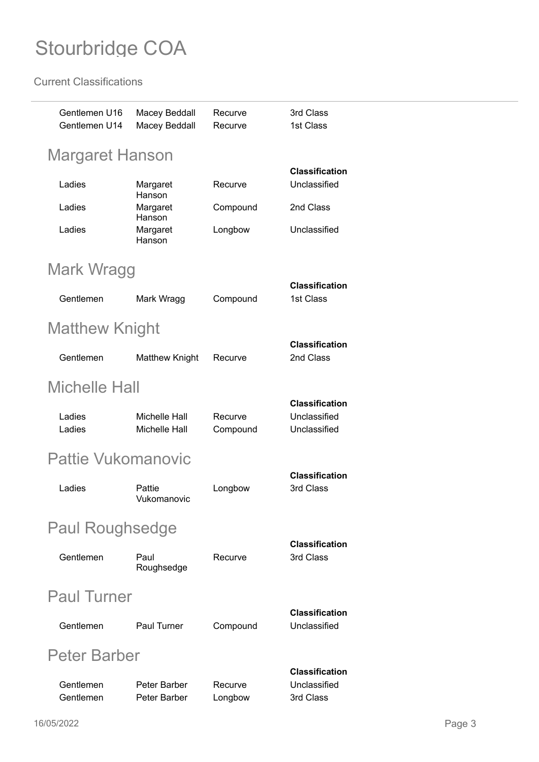| | | | |
|---|---|---|---|
| Gentlemen U16 | Macey Beddall | Recurve | 3rd Class |
| Gentlemen U14 | Macey Beddall | Recurve | 1st Class |

## Margaret Hanson

| | | | Classification |
|---|---|---|---|
| Ladies | Margaret Hanson | Recurve | Unclassified |
| Ladies | Margaret Hanson | Compound | 2nd Class |
| Ladies | Margaret Hanson | Longbow | Unclassified |

## Mark Wragg

| | | | Classification |
|---|---|---|---|
| Gentlemen | Mark Wragg | Compound | 1st Class |

## Matthew Knight

| | | | Classification |
|---|---|---|---|
| Gentlemen | Matthew Knight | Recurve | 2nd Class |

## Michelle Hall

| | | | Classification |
|---|---|---|---|
| Ladies | Michelle Hall | Recurve | Unclassified |
| Ladies | Michelle Hall | Compound | Unclassified |

## Pattie Vukomanovic

| | | | Classification |
|---|---|---|---|
| Ladies | Pattie Vukomanovic | Longbow | 3rd Class |

## Paul Roughsedge

| | | | Classification |
|---|---|---|---|
| Gentlemen | Paul Roughsedge | Recurve | 3rd Class |

## Paul Turner

| | | | Classification |
|---|---|---|---|
| Gentlemen | Paul Turner | Compound | Unclassified |

## Peter Barber

| | | | Classification |
|---|---|---|---|
| Gentlemen | Peter Barber | Recurve | Unclassified |
| Gentlemen | Peter Barber | Longbow | 3rd Class |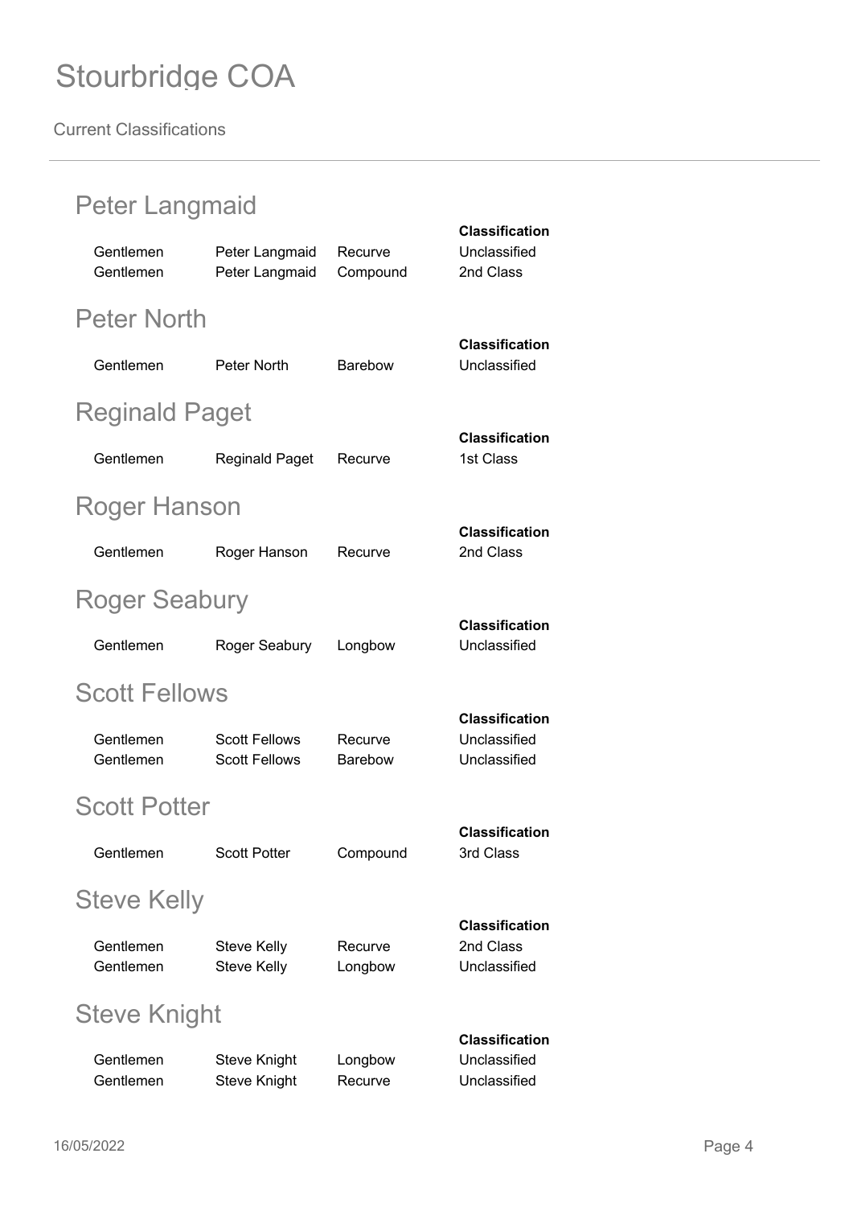# Stourbridge COA

Current Classifications

## Peter Langmaid

| | | | Classification |
|---|---|---|---|
| Gentlemen | Peter Langmaid | Recurve | Unclassified |
| Gentlemen | Peter Langmaid | Compound | 2nd Class |

## Peter North

| | | | Classification |
|---|---|---|---|
| Gentlemen | Peter North | Barebow | Unclassified |

## Reginald Paget

| | | | Classification |
|---|---|---|---|
| Gentlemen | Reginald Paget | Recurve | 1st Class |

## Roger Hanson

| | | | Classification |
|---|---|---|---|
| Gentlemen | Roger Hanson | Recurve | 2nd Class |

## Roger Seabury

| | | | Classification |
|---|---|---|---|
| Gentlemen | Roger Seabury | Longbow | Unclassified |

## Scott Fellows

| | | | Classification |
|---|---|---|---|
| Gentlemen | Scott Fellows | Recurve | Unclassified |
| Gentlemen | Scott Fellows | Barebow | Unclassified |

## Scott Potter

| | | | Classification |
|---|---|---|---|
| Gentlemen | Scott Potter | Compound | 3rd Class |

## Steve Kelly

| | | | Classification |
|---|---|---|---|
| Gentlemen | Steve Kelly | Recurve | 2nd Class |
| Gentlemen | Steve Kelly | Longbow | Unclassified |

## Steve Knight

| | | | Classification |
|---|---|---|---|
| Gentlemen | Steve Knight | Longbow | Unclassified |
| Gentlemen | Steve Knight | Recurve | Unclassified |

16/05/2022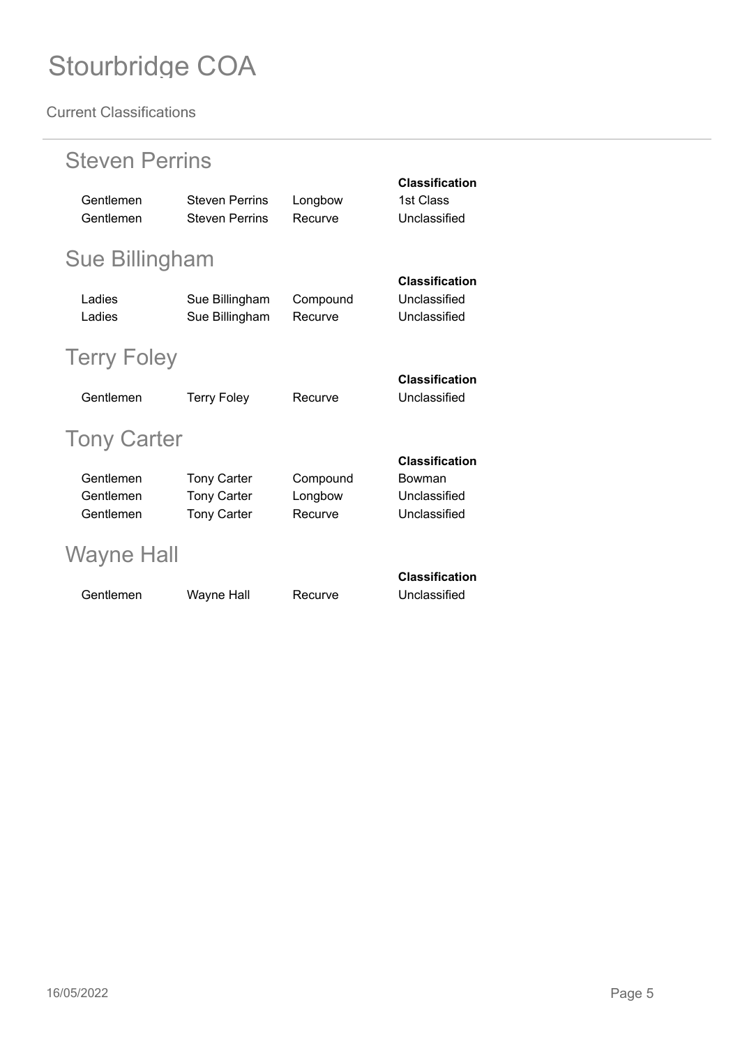# Stourbridge COA

Current Classifications

## Steven Perrins

| | | | Classification |
|---|---|---|---|
| Gentlemen | Steven Perrins | Longbow | 1st Class |
| Gentlemen | Steven Perrins | Recurve | Unclassified |

## Sue Billingham

| | | | Classification |
|---|---|---|---|
| Ladies | Sue Billingham | Compound | Unclassified |
| Ladies | Sue Billingham | Recurve | Unclassified |

## Terry Foley

| | | | Classification |
|---|---|---|---|
| Gentlemen | Terry Foley | Recurve | Unclassified |

## Tony Carter

| | | | Classification |
|---|---|---|---|
| Gentlemen | Tony Carter | Compound | Bowman |
| Gentlemen | Tony Carter | Longbow | Unclassified |
| Gentlemen | Tony Carter | Recurve | Unclassified |

## Wayne Hall

| | | | Classification |
|---|---|---|---|
| Gentlemen | Wayne Hall | Recurve | Unclassified |

16/05/2022